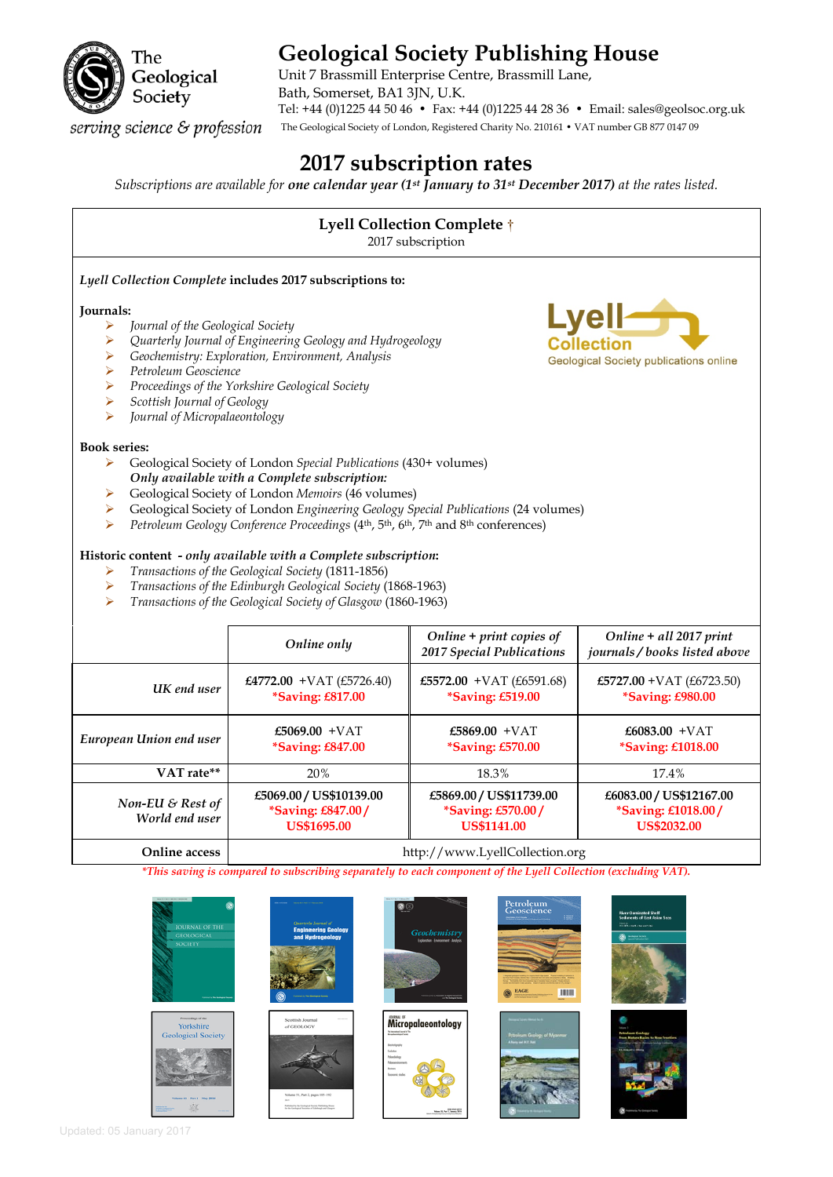The Geological Society

*serving science & profession*

# Geological Society Publishing House

Unit 7 Brassmill Enterprise Centre, Brassmill Lane,
Bath, Somerset, BA1 3JN, U.K.
Tel: +44 (0)1225 44 50 46 • Fax: +44 (0)1225 44 28 36 • Email: sales@geolsoc.org.uk

The Geological Society of London, Registered Charity No. 210161 • VAT number GB 877 0147 09

## 2017 subscription rates

*Subscriptions are available for* ***one calendar year (1st January to 31st December 2017)*** *at the rates listed.*

### Lyell Collection Complete †

2017 subscription

***Lyell Collection Complete*** **includes 2017 subscriptions to:**

**Journals:**

- *Journal of the Geological Society*
- *Quarterly Journal of Engineering Geology and Hydrogeology*
- *Geochemistry: Exploration, Environment, Analysis*
- *Petroleum Geoscience*
- *Proceedings of the Yorkshire Geological Society*
- *Scottish Journal of Geology*
- *Journal of Micropalaeontology*

Lyell Collection — Geological Society publications online

**Book series:**

- Geological Society of London *Special Publications* (430+ volumes)

***Only available with a Complete subscription:***

- Geological Society of London *Memoirs* (46 volumes)
- Geological Society of London *Engineering Geology Special Publications* (24 volumes)
- *Petroleum Geology Conference Proceedings* (4th, 5th, 6th, 7th and 8th conferences)

**Historic content** ***- only available with a Complete subscription:***

- *Transactions of the Geological Society* (1811-1856)
- *Transactions of the Edinburgh Geological Society* (1868-1963)
- *Transactions of the Geological Society of Glasgow* (1860-1963)

| | *Online only* | *Online + print copies of 2017 Special Publications* | *Online + all 2017 print journals / books listed above* |
|---|---|---|---|
| *UK end user* | **£4772.00** +VAT (£5726.40) *Saving: £817.00 | **£5572.00** +VAT (£6591.68) *Saving: £519.00 | **£5727.00** +VAT (£6723.50) *Saving: £980.00 |
| *European Union end user* | **£5069.00** +VAT *Saving: £847.00 | **£5869.00** +VAT *Saving: £570.00 | **£6083.00** +VAT *Saving: £1018.00 |
| **VAT rate**** | 20% | 18.3% | 17.4% |
| *Non-EU & Rest of World end user* | **£5069.00 / US$10139.00** *Saving: £847.00 / US$1695.00 | **£5869.00 / US$11739.00** *Saving: £570.00 / US$1141.00 | **£6083.00 / US$12167.00** *Saving: £1018.00 / US$2032.00 |
| **Online access** | http://www.LyellCollection.org | | |

*\*This saving is compared to subscribing separately to each component of the Lyell Collection (excluding VAT).*

Updated: 05 January 2017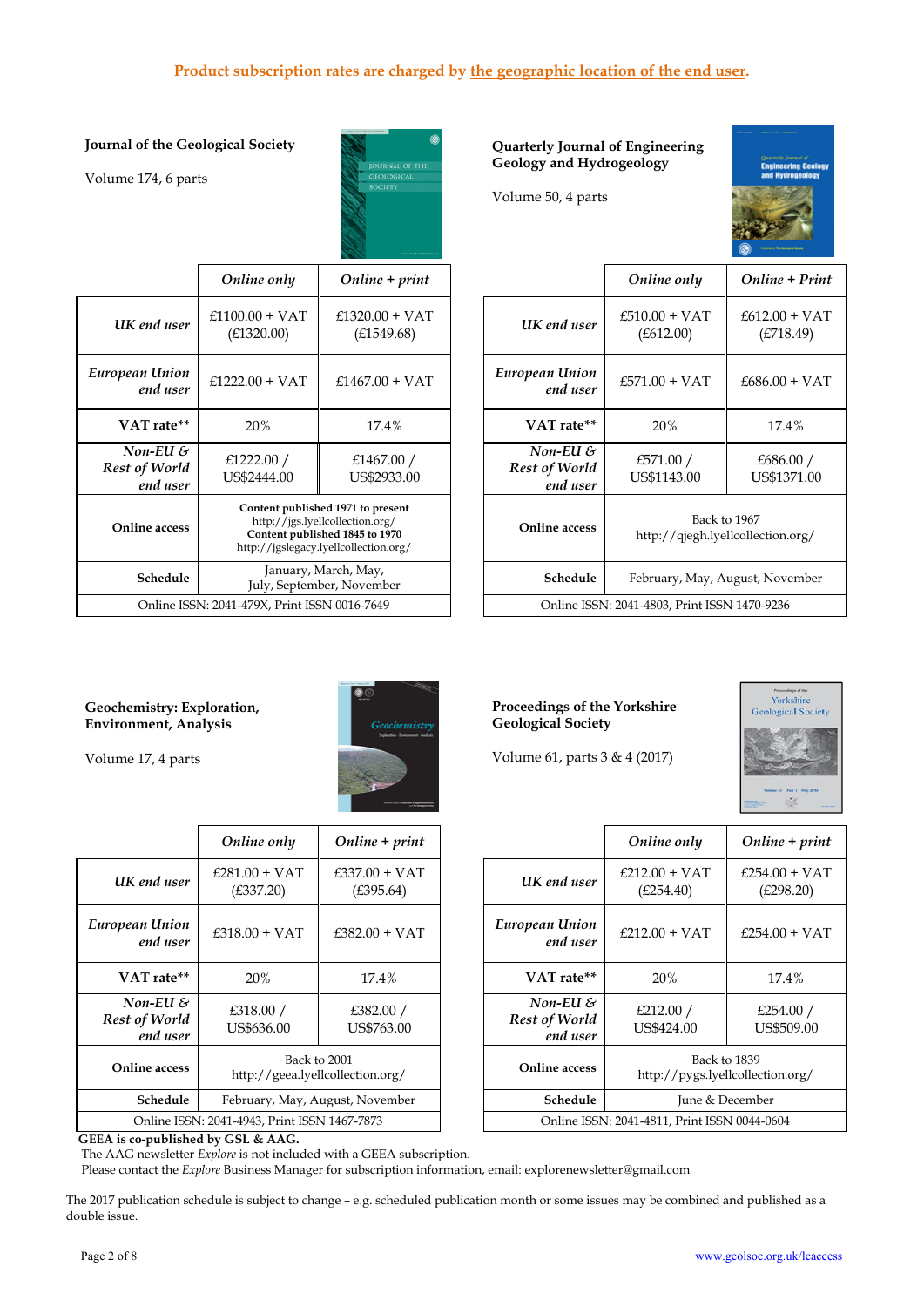**Product subscription rates are charged by the geographic location of the end user.**

### Journal of the Geological Society

Volume 174, 6 parts

| | *Online only* | *Online + print* |
|---|---|---|
| ***UK end user*** | £1100.00 + VAT (£1320.00) | £1320.00 + VAT (£1549.68) |
| ***European Union end user*** | £1222.00 + VAT | £1467.00 + VAT |
| **VAT rate\*\*** | 20% | 17.4% |
| ***Non-EU & Rest of World end user*** | £1222.00 / US$2444.00 | £1467.00 / US$2933.00 |
| **Online access** | **Content published 1971 to present** http://jgs.lyellcollection.org/ **Content published 1845 to 1970** http://jgslegacy.lyellcollection.org/ | |
| **Schedule** | January, March, May, July, September, November | |
| Online ISSN: 2041-479X, Print ISSN 0016-7649 | | |

### Quarterly Journal of Engineering Geology and Hydrogeology

Volume 50, 4 parts

| | *Online only* | *Online + Print* |
|---|---|---|
| ***UK end user*** | £510.00 + VAT (£612.00) | £612.00 + VAT (£718.49) |
| ***European Union end user*** | £571.00 + VAT | £686.00 + VAT |
| **VAT rate\*\*** | 20% | 17.4% |
| ***Non-EU & Rest of World end user*** | £571.00 / US$1143.00 | £686.00 / US$1371.00 |
| **Online access** | Back to 1967 http://qjegh.lyellcollection.org/ | |
| **Schedule** | February, May, August, November | |
| Online ISSN: 2041-4803, Print ISSN 1470-9236 | | |

### Geochemistry: Exploration, Environment, Analysis

Volume 17, 4 parts

| | *Online only* | *Online + print* |
|---|---|---|
| ***UK end user*** | £281.00 + VAT (£337.20) | £337.00 + VAT (£395.64) |
| ***European Union end user*** | £318.00 + VAT | £382.00 + VAT |
| **VAT rate\*\*** | 20% | 17.4% |
| ***Non-EU & Rest of World end user*** | £318.00 / US$636.00 | £382.00 / US$763.00 |
| **Online access** | Back to 2001 http://geea.lyellcollection.org/ | |
| **Schedule** | February, May, August, November | |
| Online ISSN: 2041-4943, Print ISSN 1467-7873 | | |

**GEEA is co-published by GSL & AAG.**
The AAG newsletter *Explore* is not included with a GEEA subscription.
Please contact the *Explore* Business Manager for subscription information, email: explorenewsletter@gmail.com

### Proceedings of the Yorkshire Geological Society

Volume 61, parts 3 & 4 (2017)

| | *Online only* | *Online + print* |
|---|---|---|
| ***UK end user*** | £212.00 + VAT (£254.40) | £254.00 + VAT (£298.20) |
| ***European Union end user*** | £212.00 + VAT | £254.00 + VAT |
| **VAT rate\*\*** | 20% | 17.4% |
| ***Non-EU & Rest of World end user*** | £212.00 / US$424.00 | £254.00 / US$509.00 |
| **Online access** | Back to 1839 http://pygs.lyellcollection.org/ | |
| **Schedule** | June & December | |
| Online ISSN: 2041-4811, Print ISSN 0044-0604 | | |

The 2017 publication schedule is subject to change – e.g. scheduled publication month or some issues may be combined and published as a double issue.

www.geolsoc.org.uk/lcaccess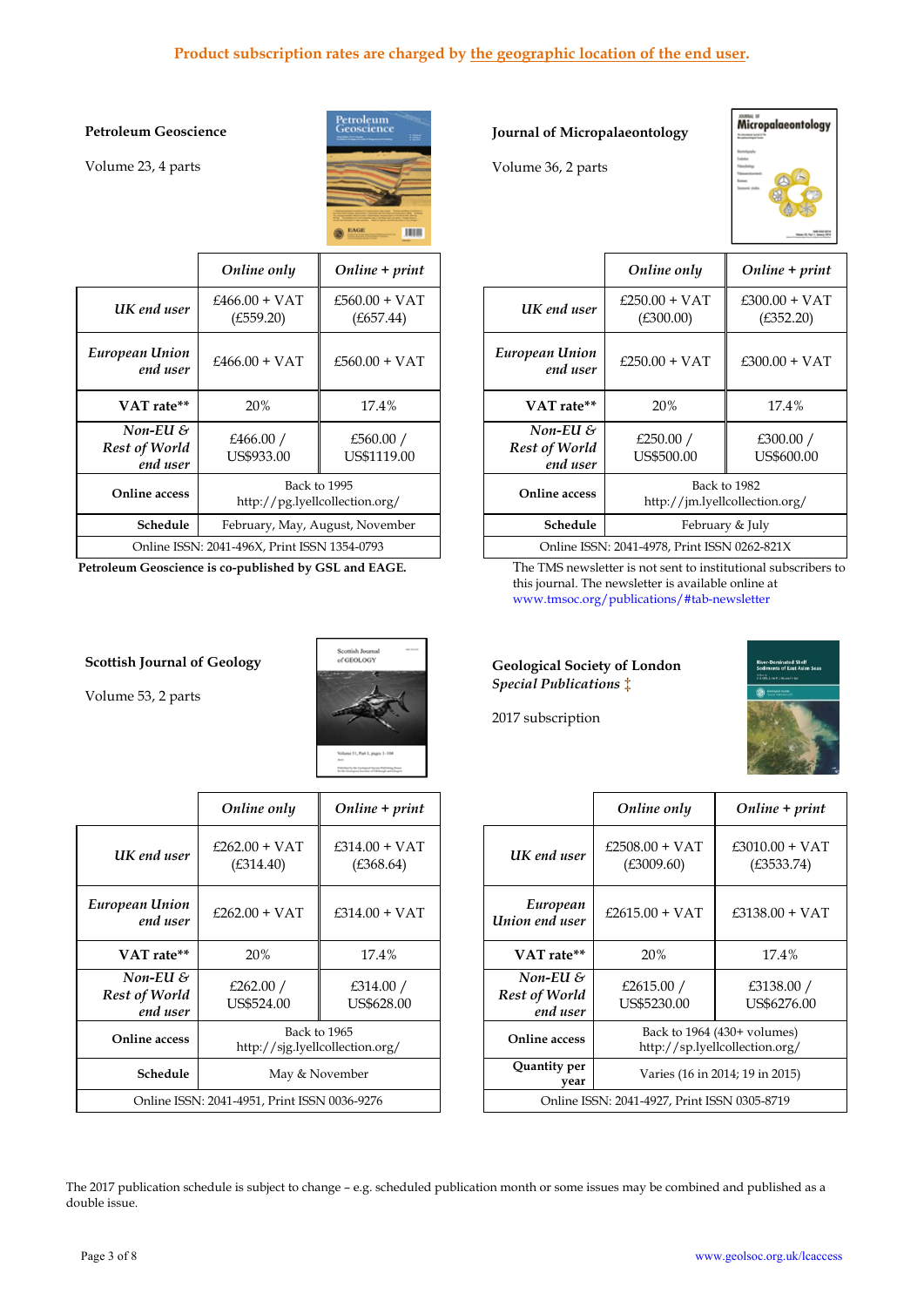**Product subscription rates are charged by the geographic location of the end user.**

### Petroleum Geoscience

Volume 23, 4 parts

| | *Online only* | *Online + print* |
|---|---|---|
| ***UK end user*** | £466.00 + VAT (£559.20) | £560.00 + VAT (£657.44) |
| ***European Union end user*** | £466.00 + VAT | £560.00 + VAT |
| **VAT rate\*\*** | 20% | 17.4% |
| ***Non-EU & Rest of World end user*** | £466.00 / US$933.00 | £560.00 / US$1119.00 |
| **Online access** | Back to 1995 http://pg.lyellcollection.org/ | |
| **Schedule** | February, May, August, November | |
| Online ISSN: 2041-496X, Print ISSN 1354-0793 | | |

**Petroleum Geoscience is co-published by GSL and EAGE.**

### Journal of Micropalaeontology

Volume 36, 2 parts

| | *Online only* | *Online + print* |
|---|---|---|
| ***UK end user*** | £250.00 + VAT (£300.00) | £300.00 + VAT (£352.20) |
| ***European Union end user*** | £250.00 + VAT | £300.00 + VAT |
| **VAT rate\*\*** | 20% | 17.4% |
| ***Non-EU & Rest of World end user*** | £250.00 / US$500.00 | £300.00 / US$600.00 |
| **Online access** | Back to 1982 http://jm.lyellcollection.org/ | |
| **Schedule** | February & July | |
| Online ISSN: 2041-4978, Print ISSN 0262-821X | | |

The TMS newsletter is not sent to institutional subscribers to this journal. The newsletter is available online at www.tmsoc.org/publications/#tab-newsletter

### Scottish Journal of Geology

Volume 53, 2 parts

| | *Online only* | *Online + print* |
|---|---|---|
| ***UK end user*** | £262.00 + VAT (£314.40) | £314.00 + VAT (£368.64) |
| ***European Union end user*** | £262.00 + VAT | £314.00 + VAT |
| **VAT rate\*\*** | 20% | 17.4% |
| ***Non-EU & Rest of World end user*** | £262.00 / US$524.00 | £314.00 / US$628.00 |
| **Online access** | Back to 1965 http://sjg.lyellcollection.org/ | |
| **Schedule** | May & November | |
| Online ISSN: 2041-4951, Print ISSN 0036-9276 | | |

### Geological Society of London *Special Publications* ‡

2017 subscription

| | *Online only* | *Online + print* |
|---|---|---|
| ***UK end user*** | £2508.00 + VAT (£3009.60) | £3010.00 + VAT (£3533.74) |
| ***European Union end user*** | £2615.00 + VAT | £3138.00 + VAT |
| **VAT rate\*\*** | 20% | 17.4% |
| ***Non-EU & Rest of World end user*** | £2615.00 / US$5230.00 | £3138.00 / US$6276.00 |
| **Online access** | Back to 1964 (430+ volumes) http://sp.lyellcollection.org/ | |
| **Quantity per year** | Varies (16 in 2014; 19 in 2015) | |
| Online ISSN: 2041-4927, Print ISSN 0305-8719 | | |

The 2017 publication schedule is subject to change – e.g. scheduled publication month or some issues may be combined and published as a double issue.

www.geolsoc.org.uk/lcaccess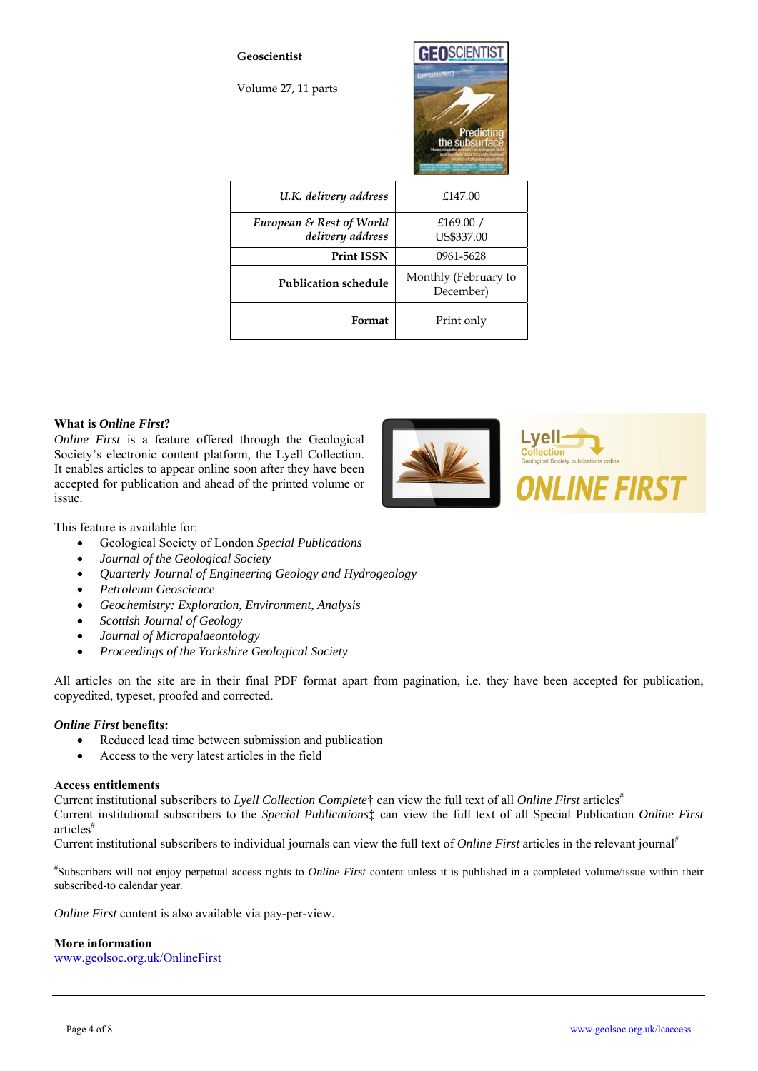**Geoscientist**

Volume 27, 11 parts

| | |
|---|---|
| *U.K. delivery address* | £147.00 |
| *European & Rest of World delivery address* | £169.00 / US$337.00 |
| **Print ISSN** | 0961-5628 |
| **Publication schedule** | Monthly (February to December) |
| **Format** | Print only |

---

**What is *Online First*?**

*Online First* is a feature offered through the Geological Society's electronic content platform, the Lyell Collection. It enables articles to appear online soon after they have been accepted for publication and ahead of the printed volume or issue.

This feature is available for:

- Geological Society of London *Special Publications*
- *Journal of the Geological Society*
- *Quarterly Journal of Engineering Geology and Hydrogeology*
- *Petroleum Geoscience*
- *Geochemistry: Exploration, Environment, Analysis*
- *Scottish Journal of Geology*
- *Journal of Micropalaeontology*
- *Proceedings of the Yorkshire Geological Society*

All articles on the site are in their final PDF format apart from pagination, i.e. they have been accepted for publication, copyedited, typeset, proofed and corrected.

***Online First* benefits:**

- Reduced lead time between submission and publication
- Access to the very latest articles in the field

**Access entitlements**

Current institutional subscribers to *Lyell Collection Complete*† can view the full text of all *Online First* articles#
Current institutional subscribers to the *Special Publications*‡ can view the full text of all Special Publication *Online First* articles#
Current institutional subscribers to individual journals can view the full text of *Online First* articles in the relevant journal#

#Subscribers will not enjoy perpetual access rights to *Online First* content unless it is published in a completed volume/issue within their subscribed-to calendar year.

*Online First* content is also available via pay-per-view.

**More information**
www.geolsoc.org.uk/OnlineFirst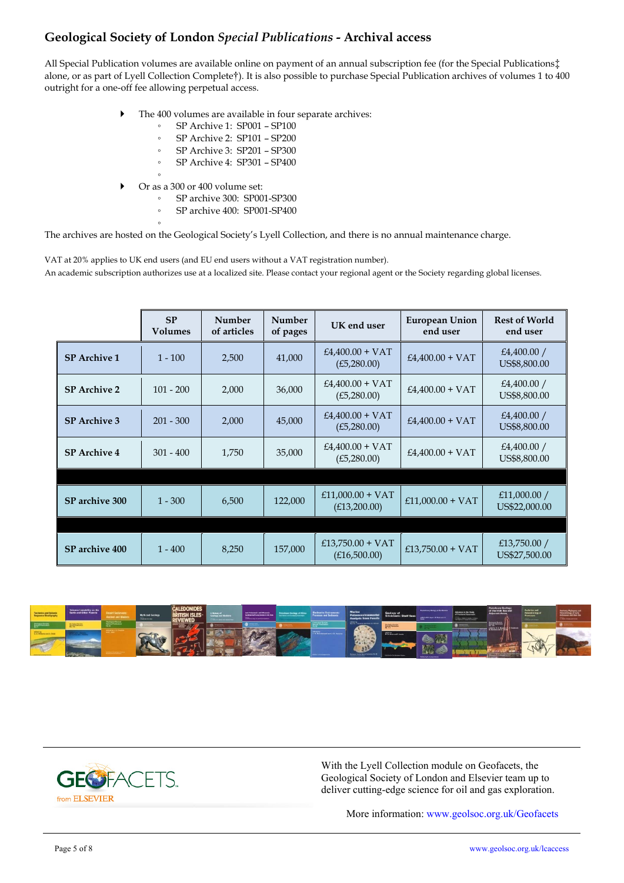# Geological Society of London *Special Publications* - Archival access

All Special Publication volumes are available online on payment of an annual subscription fee (for the Special Publications‡ alone, or as part of Lyell Collection Complete†). It is also possible to purchase Special Publication archives of volumes 1 to 400 outright for a one-off fee allowing perpetual access.

- The 400 volumes are available in four separate archives:
  - SP Archive 1: SP001 – SP100
  - SP Archive 2: SP101 – SP200
  - SP Archive 3: SP201 – SP300
  - SP Archive 4: SP301 – SP400
- Or as a 300 or 400 volume set:
  - SP archive 300: SP001-SP300
  - SP archive 400: SP001-SP400

The archives are hosted on the Geological Society's Lyell Collection, and there is no annual maintenance charge.

VAT at 20% applies to UK end users (and EU end users without a VAT registration number).
An academic subscription authorizes use at a localized site. Please contact your regional agent or the Society regarding global licenses.

| | SP Volumes | Number of articles | Number of pages | UK end user | European Union end user | Rest of World end user |
|---|---|---|---|---|---|---|
| **SP Archive 1** | 1 - 100 | 2,500 | 41,000 | £4,400.00 + VAT (£5,280.00) | £4,400.00 + VAT | £4,400.00 / US$8,800.00 |
| **SP Archive 2** | 101 - 200 | 2,000 | 36,000 | £4,400.00 + VAT (£5,280.00) | £4,400.00 + VAT | £4,400.00 / US$8,800.00 |
| **SP Archive 3** | 201 - 300 | 2,000 | 45,000 | £4,400.00 + VAT (£5,280.00) | £4,400.00 + VAT | £4,400.00 / US$8,800.00 |
| **SP Archive 4** | 301 - 400 | 1,750 | 35,000 | £4,400.00 + VAT (£5,280.00) | £4,400.00 + VAT | £4,400.00 / US$8,800.00 |
| **SP archive 300** | 1 - 300 | 6,500 | 122,000 | £11,000.00 + VAT (£13,200.00) | £11,000.00 + VAT | £11,000.00 / US$22,000.00 |
| **SP archive 400** | 1 - 400 | 8,250 | 157,000 | £13,750.00 + VAT (£16,500.00) | £13,750.00 + VAT | £13,750.00 / US$27,500.00 |

GEOFACETS from ELSEVIER

With the Lyell Collection module on Geofacets, the Geological Society of London and Elsevier team up to deliver cutting-edge science for oil and gas exploration.

More information: www.geolsoc.org.uk/Geofacets

www.geolsoc.org.uk/lcaccess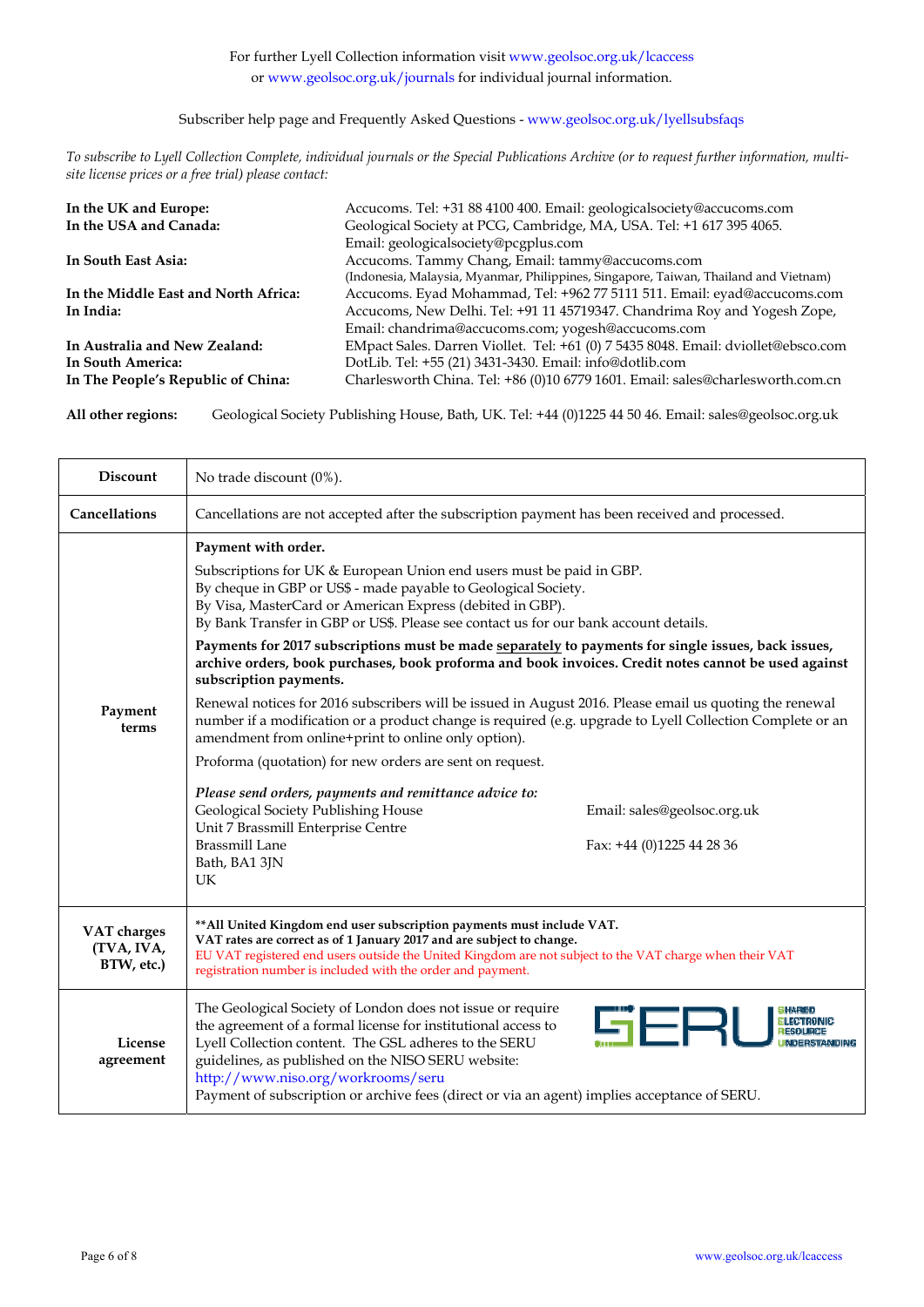For further Lyell Collection information visit www.geolsoc.org.uk/lcaccess
or www.geolsoc.org.uk/journals for individual journal information.

Subscriber help page and Frequently Asked Questions - www.geolsoc.org.uk/lyellsubsfaqs

*To subscribe to Lyell Collection Complete, individual journals or the Special Publications Archive (or to request further information, multi-site license prices or a free trial) please contact:*

| | |
|---|---|
| **In the UK and Europe:** | Accucoms. Tel: +31 88 4100 400. Email: geologicalsociety@accucoms.com |
| **In the USA and Canada:** | Geological Society at PCG, Cambridge, MA, USA. Tel: +1 617 395 4065. Email: geologicalsociety@pcgplus.com |
| **In South East Asia:** | Accucoms. Tammy Chang, Email: tammy@accucoms.com (Indonesia, Malaysia, Myanmar, Philippines, Singapore, Taiwan, Thailand and Vietnam) |
| **In the Middle East and North Africa:** | Accucoms. Eyad Mohammad, Tel: +962 77 5111 511. Email: eyad@accucoms.com |
| **In India:** | Accucoms, New Delhi. Tel: +91 11 45719347. Chandrima Roy and Yogesh Zope, Email: chandrima@accucoms.com; yogesh@accucoms.com |
| **In Australia and New Zealand:** | EMpact Sales. Darren Viollet. Tel: +61 (0) 7 5435 8048. Email: dviollet@ebsco.com |
| **In South America:** | DotLib. Tel: +55 (21) 3431-3430. Email: info@dotlib.com |
| **In The People's Republic of China:** | Charlesworth China. Tel: +86 (0)10 6779 1601. Email: sales@charlesworth.com.cn |

**All other regions:** Geological Society Publishing House, Bath, UK. Tel: +44 (0)1225 44 50 46. Email: sales@geolsoc.org.uk

| | |
|---|---|
| **Discount** | No trade discount (0%). |
| **Cancellations** | Cancellations are not accepted after the subscription payment has been received and processed. |
| **Payment terms** | **Payment with order.**<br><br>Subscriptions for UK & European Union end users must be paid in GBP.<br>By cheque in GBP or US$ - made payable to Geological Society.<br>By Visa, MasterCard or American Express (debited in GBP).<br>By Bank Transfer in GBP or US$. Please see contact us for our bank account details.<br><br>**Payments for 2017 subscriptions must be made <u>separately</u> to payments for single issues, back issues, archive orders, book purchases, book proforma and book invoices. Credit notes cannot be used against subscription payments.**<br><br>Renewal notices for 2016 subscribers will be issued in August 2016. Please email us quoting the renewal number if a modification or a product change is required (e.g. upgrade to Lyell Collection Complete or an amendment from online+print to online only option).<br><br>Proforma (quotation) for new orders are sent on request.<br><br>***Please send orders, payments and remittance advice to:***<br>Geological Society Publishing House<br>Unit 7 Brassmill Enterprise Centre<br>Brassmill Lane<br>Bath, BA1 3JN<br>UK<br><br>Email: sales@geolsoc.org.uk<br>Fax: +44 (0)1225 44 28 36 |
| **VAT charges (TVA, IVA, BTW, etc.)** | **\*\*All United Kingdom end user subscription payments must include VAT.**<br>**VAT rates are correct as of 1 January 2017 and are subject to change.**<br>EU VAT registered end users outside the United Kingdom are not subject to the VAT charge when their VAT registration number is included with the order and payment. |
| **License agreement** | The Geological Society of London does not issue or require the agreement of a formal license for institutional access to Lyell Collection content. The GSL adheres to the SERU guidelines, as published on the NISO SERU website: http://www.niso.org/workrooms/seru<br>Payment of subscription or archive fees (direct or via an agent) implies acceptance of SERU.<br><br>SERU – Shared Electronic Resource Understanding |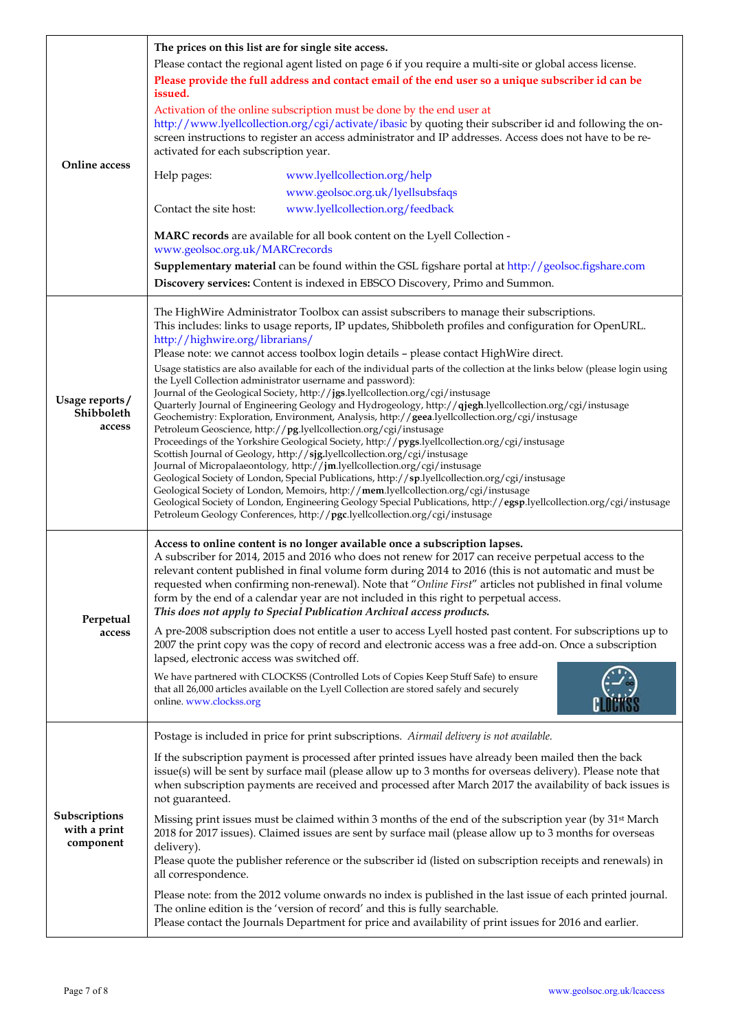| | |
|---|---|
| **Online access** | **The prices on this list are for single site access.**<br>Please contact the regional agent listed on page 6 if you require a multi-site or global access license.<br>**Please provide the full address and contact email of the end user so a unique subscriber id can be issued.**<br>Activation of the online subscription must be done by the end user at http://www.lyellcollection.org/cgi/activate/ibasic by quoting their subscriber id and following the on-screen instructions to register an access administrator and IP addresses. Access does not have to be re-activated for each subscription year.<br>Help pages: www.lyellcollection.org/help<br>www.geolsoc.org.uk/lyellsubsfaqs<br>Contact the site host: www.lyellcollection.org/feedback<br>**MARC records** are available for all book content on the Lyell Collection - www.geolsoc.org.uk/MARCrecords<br>**Supplementary material** can be found within the GSL figshare portal at http://geolsoc.figshare.com<br>**Discovery services:** Content is indexed in EBSCO Discovery, Primo and Summon. |
| **Usage reports / Shibboleth access** | The HighWire Administrator Toolbox can assist subscribers to manage their subscriptions. This includes: links to usage reports, IP updates, Shibboleth profiles and configuration for OpenURL. http://highwire.org/librarians/<br>Please note: we cannot access toolbox login details – please contact HighWire direct.<br>Usage statistics are also available for each of the individual parts of the collection at the links below (please login using the Lyell Collection administrator username and password):<br>Journal of the Geological Society, http://**jgs**.lyellcollection.org/cgi/instusage<br>Quarterly Journal of Engineering Geology and Hydrogeology, http://**qjegh**.lyellcollection.org/cgi/instusage<br>Geochemistry: Exploration, Environment, Analysis, http://**geea**.lyellcollection.org/cgi/instusage<br>Petroleum Geoscience, http://**pg**.lyellcollection.org/cgi/instusage<br>Proceedings of the Yorkshire Geological Society, http://**pygs**.lyellcollection.org/cgi/instusage<br>Scottish Journal of Geology, http://**sjg**.lyellcollection.org/cgi/instusage<br>Journal of Micropalaeontology, http://**jm**.lyellcollection.org/cgi/instusage<br>Geological Society of London, Special Publications, http://**sp**.lyellcollection.org/cgi/instusage<br>Geological Society of London, Memoirs, http://**mem**.lyellcollection.org/cgi/instusage<br>Geological Society of London, Engineering Geology Special Publications, http://**egsp**.lyellcollection.org/cgi/instusage<br>Petroleum Geology Conferences, http://**pgc**.lyellcollection.org/cgi/instusage |
| **Perpetual access** | **Access to online content is no longer available once a subscription lapses.**<br>A subscriber for 2014, 2015 and 2016 who does not renew for 2017 can receive perpetual access to the relevant content published in final volume form during 2014 to 2016 (this is not automatic and must be requested when confirming non-renewal). Note that "*Online First*" articles not published in final volume form by the end of a calendar year are not included in this right to perpetual access.<br>***This does not apply to Special Publication Archival access products.***<br>A pre-2008 subscription does not entitle a user to access Lyell hosted past content. For subscriptions up to 2007 the print copy was the copy of record and electronic access was a free add-on. Once a subscription lapsed, electronic access was switched off.<br>We have partnered with CLOCKSS (Controlled Lots of Copies Keep Stuff Safe) to ensure that all 26,000 articles available on the Lyell Collection are stored safely and securely online. www.clockss.org |
| **Subscriptions with a print component** | Postage is included in price for print subscriptions. *Airmail delivery is not available.*<br>If the subscription payment is processed after printed issues have already been mailed then the back issue(s) will be sent by surface mail (please allow up to 3 months for overseas delivery). Please note that when subscription payments are received and processed after March 2017 the availability of back issues is not guaranteed.<br>Missing print issues must be claimed within 3 months of the end of the subscription year (by 31st March 2018 for 2017 issues). Claimed issues are sent by surface mail (please allow up to 3 months for overseas delivery).<br>Please quote the publisher reference or the subscriber id (listed on subscription receipts and renewals) in all correspondence.<br>Please note: from the 2012 volume onwards no index is published in the last issue of each printed journal. The online edition is the 'version of record' and this is fully searchable.<br>Please contact the Journals Department for price and availability of print issues for 2016 and earlier. |

www.geolsoc.org.uk/lcaccess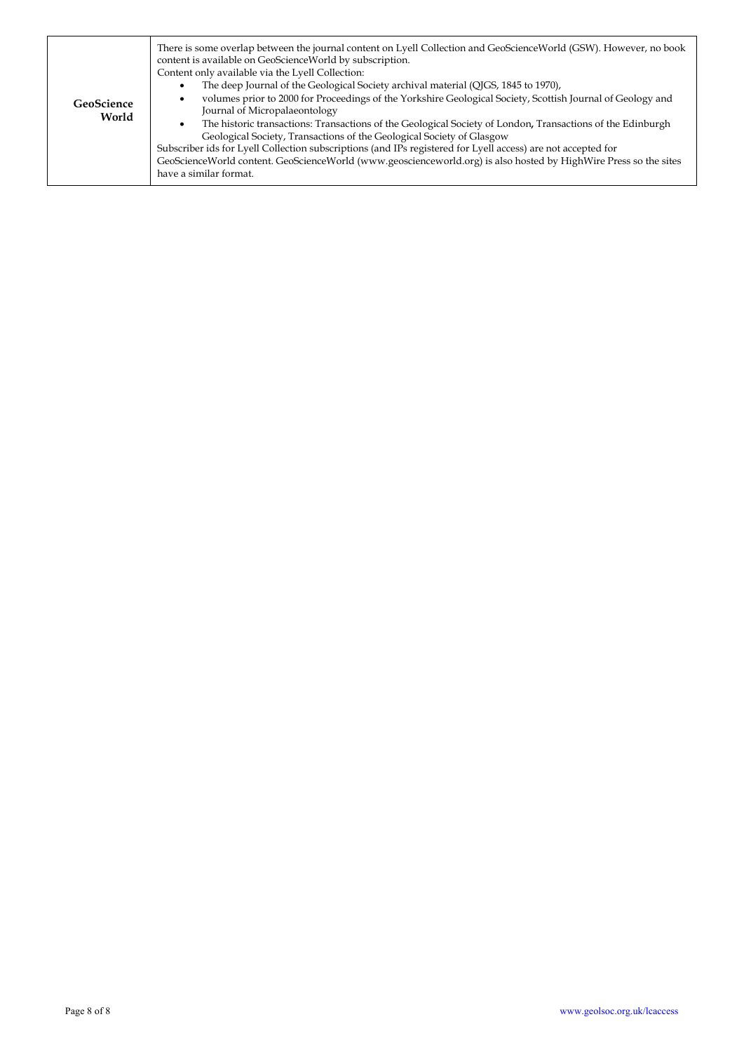| | |
|---|---|
| **GeoScience World** | There is some overlap between the journal content on Lyell Collection and GeoScienceWorld (GSW). However, no book content is available on GeoScienceWorld by subscription.<br>Content only available via the Lyell Collection:<br>• The deep Journal of the Geological Society archival material (QJGS, 1845 to 1970),<br>• volumes prior to 2000 for Proceedings of the Yorkshire Geological Society, Scottish Journal of Geology and Journal of Micropalaeontology<br>• The historic transactions: Transactions of the Geological Society of London, Transactions of the Edinburgh Geological Society, Transactions of the Geological Society of Glasgow<br>Subscriber ids for Lyell Collection subscriptions (and IPs registered for Lyell access) are not accepted for GeoScienceWorld content. GeoScienceWorld (www.geoscienceworld.org) is also hosted by HighWire Press so the sites have a similar format. |